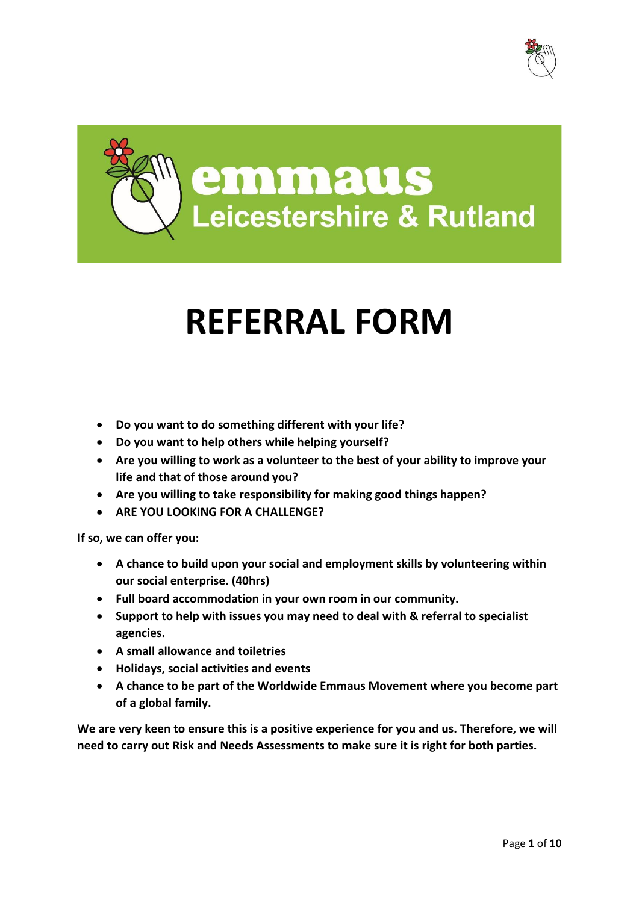emmaus
Leicestershire & Rutland

# REFERRAL FORM

- **Do you want to do something different with your life?**
- **Do you want to help others while helping yourself?**
- **Are you willing to work as a volunteer to the best of your ability to improve your life and that of those around you?**
- **Are you willing to take responsibility for making good things happen?**
- **ARE YOU LOOKING FOR A CHALLENGE?**

**If so, we can offer you:**

- **A chance to build upon your social and employment skills by volunteering within our social enterprise. (40hrs)**
- **Full board accommodation in your own room in our community.**
- **Support to help with issues you may need to deal with & referral to specialist agencies.**
- **A small allowance and toiletries**
- **Holidays, social activities and events**
- **A chance to be part of the Worldwide Emmaus Movement where you become part of a global family.**

**We are very keen to ensure this is a positive experience for you and us. Therefore, we will need to carry out Risk and Needs Assessments to make sure it is right for both parties.**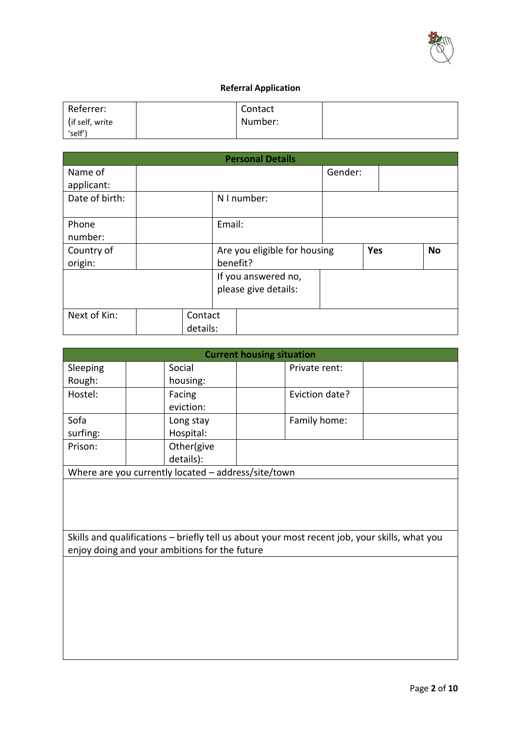## Referral Application

| Referrer: (if self, write 'self') | | Contact Number: | |
|---|---|---|---|

| Personal Details | | | | | |
|---|---|---|---|---|---|
| Name of applicant: | | | Gender: | | |
| Date of birth: | | N I number: | | | |
| Phone number: | | Email: | | | |
| Country of origin: | | Are you eligible for housing benefit? | | **Yes** | **No** |
| | | If you answered no, please give details: | | | |
| Next of Kin: | | Contact details: | | | |

| Current housing situation | | | | | |
|---|---|---|---|---|---|
| Sleeping Rough: | | Social housing: | | Private rent: | |
| Hostel: | | Facing eviction: | | Eviction date? | |
| Sofa surfing: | | Long stay Hospital: | | Family home: | |
| Prison: | | Other(give details): | | | |
| Where are you currently located – address/site/town | | | | | |
| | | | | | |
| Skills and qualifications – briefly tell us about your most recent job, your skills, what you enjoy doing and your ambitions for the future | | | | | |
| | | | | | |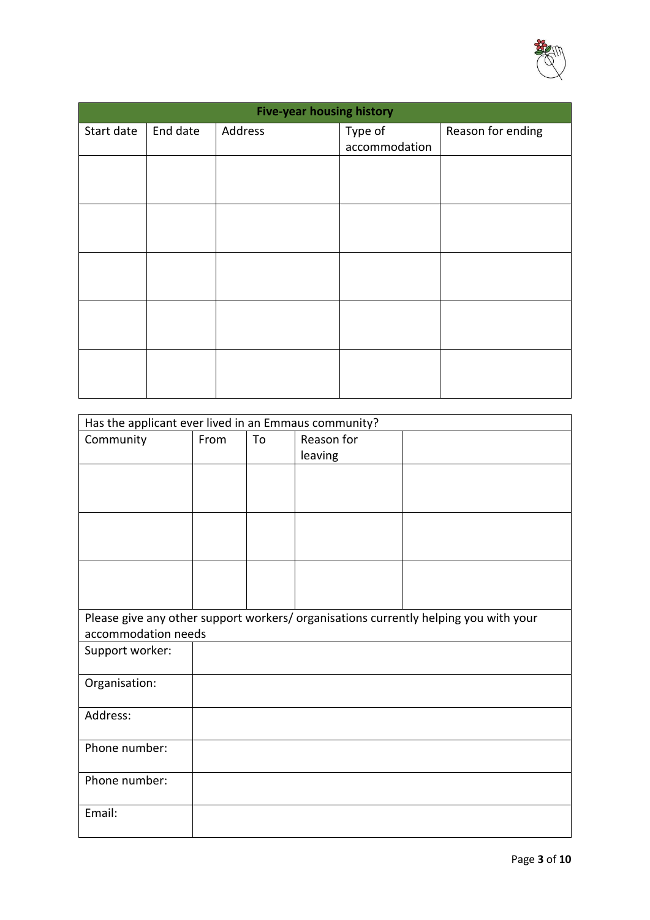| Five-year housing history | | | | |
|---|---|---|---|---|
| Start date | End date | Address | Type of accommodation | Reason for ending |
| | | | | |
| | | | | |
| | | | | |
| | | | | |
| | | | | |

| Has the applicant ever lived in an Emmaus community? | | | | |
|---|---|---|---|---|
| Community | From | To | Reason for leaving | |
| | | | | |
| | | | | |
| | | | | |

| Please give any other support workers/ organisations currently helping you with your accommodation needs | |
|---|---|
| Support worker: | |
| Organisation: | |
| Address: | |
| Phone number: | |
| Phone number: | |
| Email: | |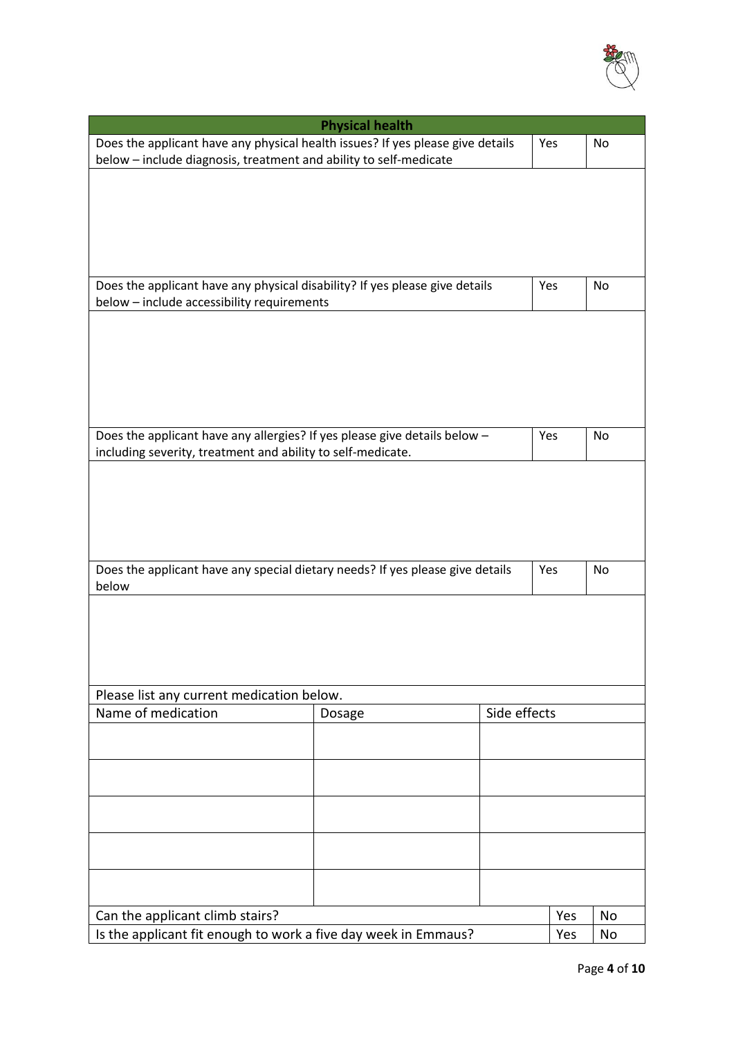## Physical health

| Does the applicant have any physical health issues? If yes please give details below – include diagnosis, treatment and ability to self-medicate | Yes | No |
|---|---|---|
| | | |

| Does the applicant have any physical disability? If yes please give details below – include accessibility requirements | Yes | No |
|---|---|---|
| | | |

| Does the applicant have any allergies? If yes please give details below – including severity, treatment and ability to self-medicate. | Yes | No |
|---|---|---|
| | | |

| Does the applicant have any special dietary needs? If yes please give details below | Yes | No |
|---|---|---|
| | | |

Please list any current medication below.

| Name of medication | Dosage | Side effects |
|---|---|---|
| | | |
| | | |
| | | |
| | | |
| | | |

| | | |
|---|---|---|
| Can the applicant climb stairs? | Yes | No |
| Is the applicant fit enough to work a five day week in Emmaus? | Yes | No |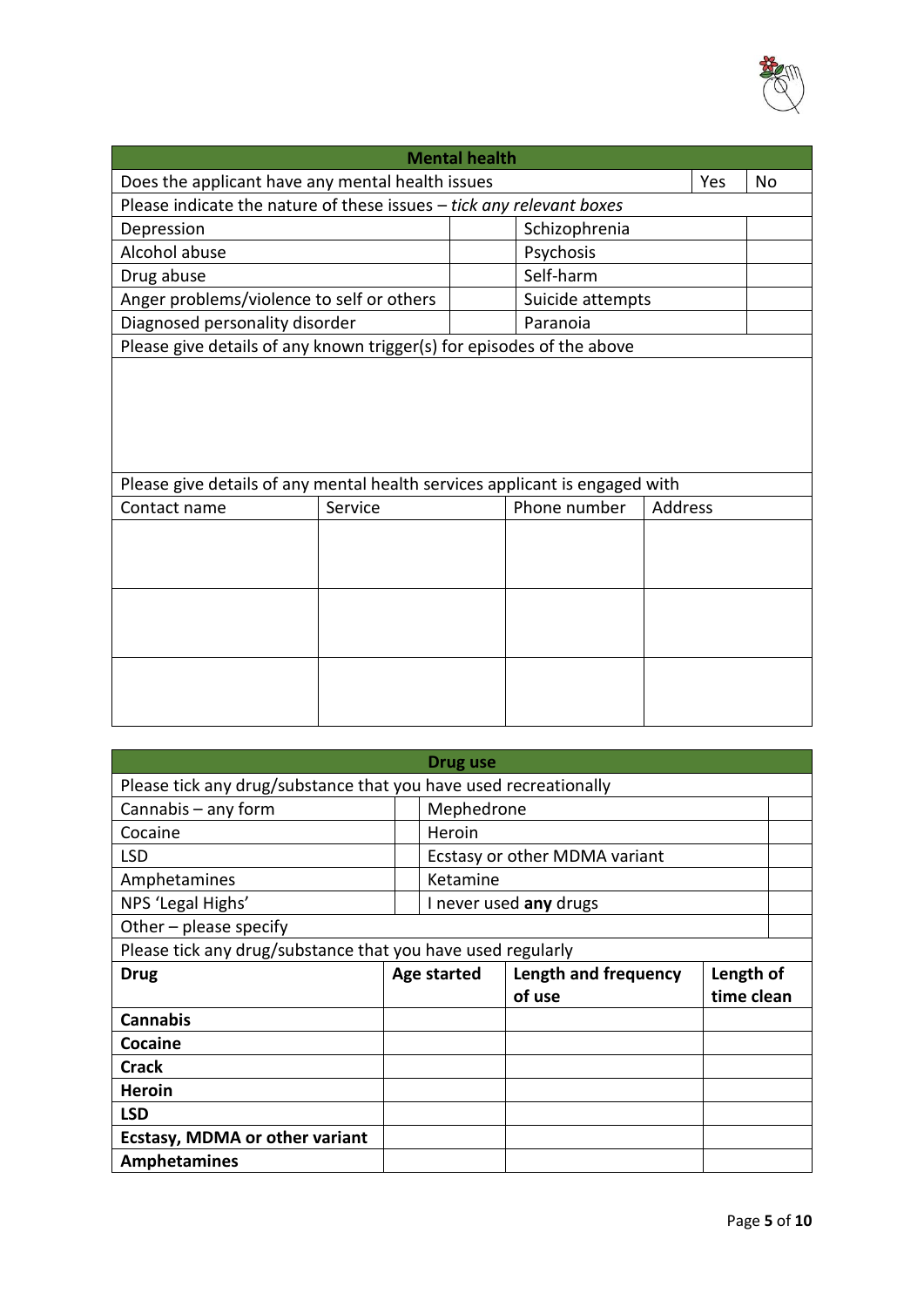| **Mental health** | | | |
|---|---|---|---|
| Does the applicant have any mental health issues | | Yes | No |
| Please indicate the nature of these issues – *tick any relevant boxes* | | | |
| Depression | | Schizophrenia | |
| Alcohol abuse | | Psychosis | |
| Drug abuse | | Self-harm | |
| Anger problems/violence to self or others | | Suicide attempts | |
| Diagnosed personality disorder | | Paranoia | |
| Please give details of any known trigger(s) for episodes of the above | | | |
| | | | |

| Please give details of any mental health services applicant is engaged with | | | |
|---|---|---|---|
| Contact name | Service | Phone number | Address |
| | | | |
| | | | |
| | | | |

| **Drug use** | | | |
|---|---|---|---|
| Please tick any drug/substance that you have used recreationally | | | |
| Cannabis – any form | | Mephedrone | |
| Cocaine | | Heroin | |
| LSD | | Ecstasy or other MDMA variant | |
| Amphetamines | | Ketamine | |
| NPS 'Legal Highs' | | I never used **any** drugs | |
| Other – please specify | | | |

Please tick any drug/substance that you have used regularly

| **Drug** | **Age started** | **Length and frequency of use** | **Length of time clean** |
|---|---|---|---|
| **Cannabis** | | | |
| **Cocaine** | | | |
| **Crack** | | | |
| **Heroin** | | | |
| **LSD** | | | |
| **Ecstasy, MDMA or other variant** | | | |
| **Amphetamines** | | | |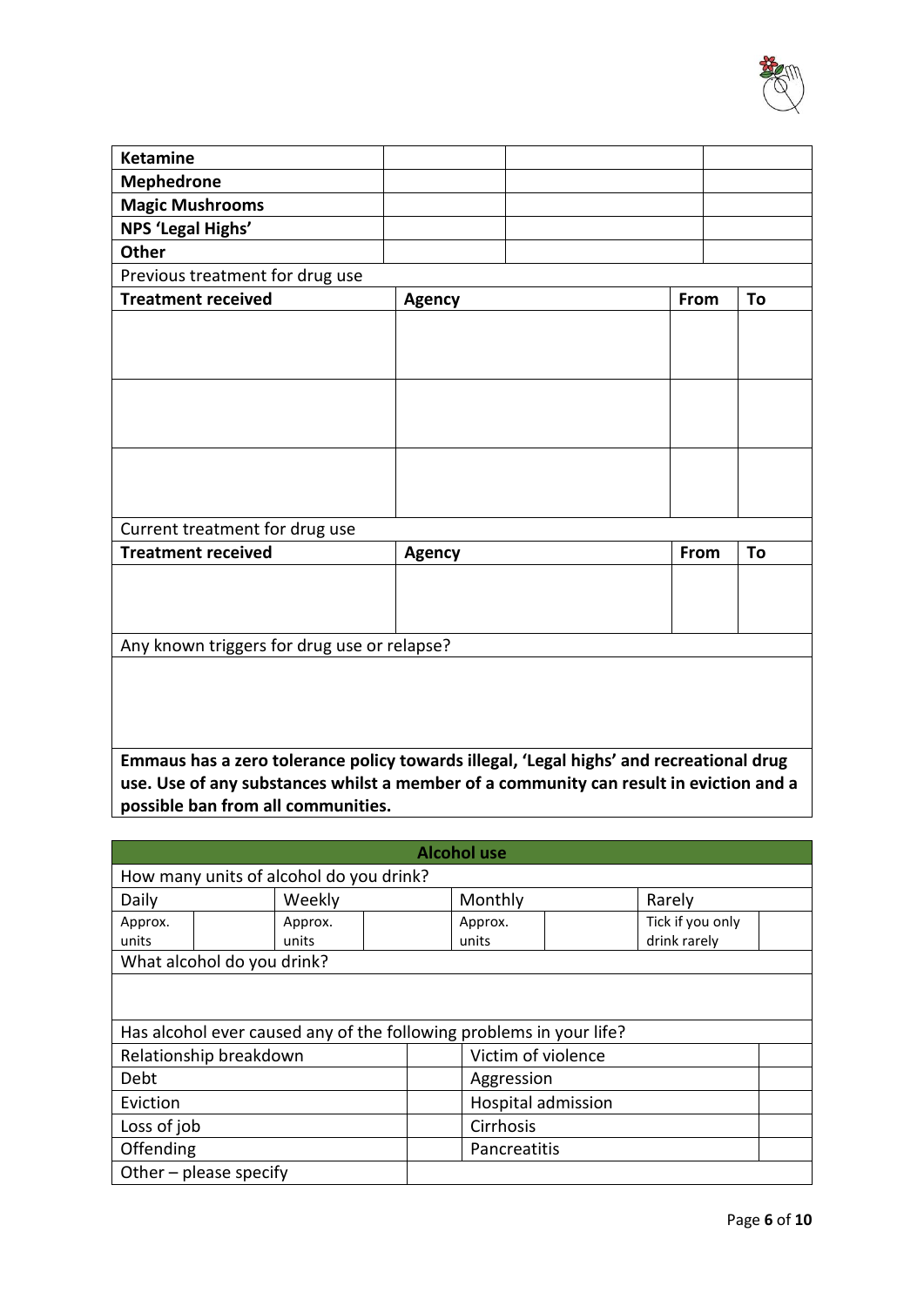| **Ketamine** | | | |
|---|---|---|---|
| **Mephedrone** | | | |
| **Magic Mushrooms** | | | |
| **NPS 'Legal Highs'** | | | |
| **Other** | | | |

Previous treatment for drug use

| **Treatment received** | **Agency** | **From** | **To** |
|---|---|---|---|
| | | | |
| | | | |
| | | | |

Current treatment for drug use

| **Treatment received** | **Agency** | **From** | **To** |
|---|---|---|---|
| | | | |

Any known triggers for drug use or relapse?

**Emmaus has a zero tolerance policy towards illegal, 'Legal highs' and recreational drug use. Use of any substances whilst a member of a community can result in eviction and a possible ban from all communities.**

## Alcohol use

How many units of alcohol do you drink?

| Daily | | Weekly | | Monthly | | Rarely | |
|---|---|---|---|---|---|---|---|
| Approx. units | | Approx. units | | Approx. units | | Tick if you only drink rarely | |

What alcohol do you drink?

Has alcohol ever caused any of the following problems in your life?

| Relationship breakdown | | Victim of violence | |
|---|---|---|---|
| Debt | | Aggression | |
| Eviction | | Hospital admission | |
| Loss of job | | Cirrhosis | |
| Offending | | Pancreatitis | |
| Other – please specify | | | |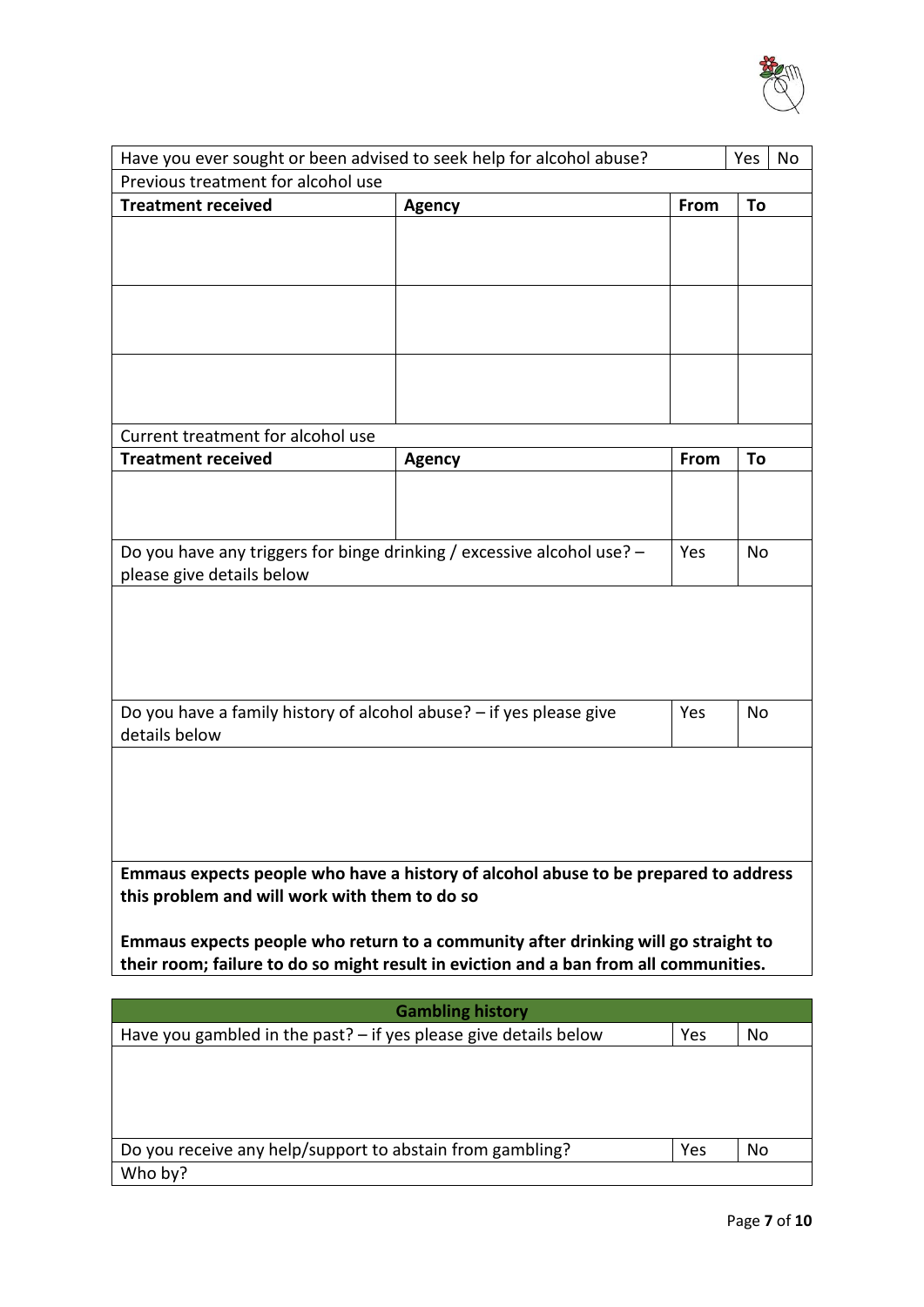| Have you ever sought or been advised to seek help for alcohol abuse? | | Yes | No |
|---|---|---|---|
| Previous treatment for alcohol use | | | |
| **Treatment received** | **Agency** | **From** | **To** |
| | | | |
| | | | |
| | | | |
| Current treatment for alcohol use | | | |
| **Treatment received** | **Agency** | **From** | **To** |
| | | | |
| Do you have any triggers for binge drinking / excessive alcohol use? – please give details below | | Yes | No |
| | | | |
| Do you have a family history of alcohol abuse? – if yes please give details below | | Yes | No |
| | | | |

**Emmaus expects people who have a history of alcohol abuse to be prepared to address this problem and will work with them to do so**

**Emmaus expects people who return to a community after drinking will go straight to their room; failure to do so might result in eviction and a ban from all communities.**

| **Gambling history** | | |
|---|---|---|
| Have you gambled in the past? – if yes please give details below | Yes | No |
| | | |
| Do you receive any help/support to abstain from gambling? | Yes | No |
| Who by? | | |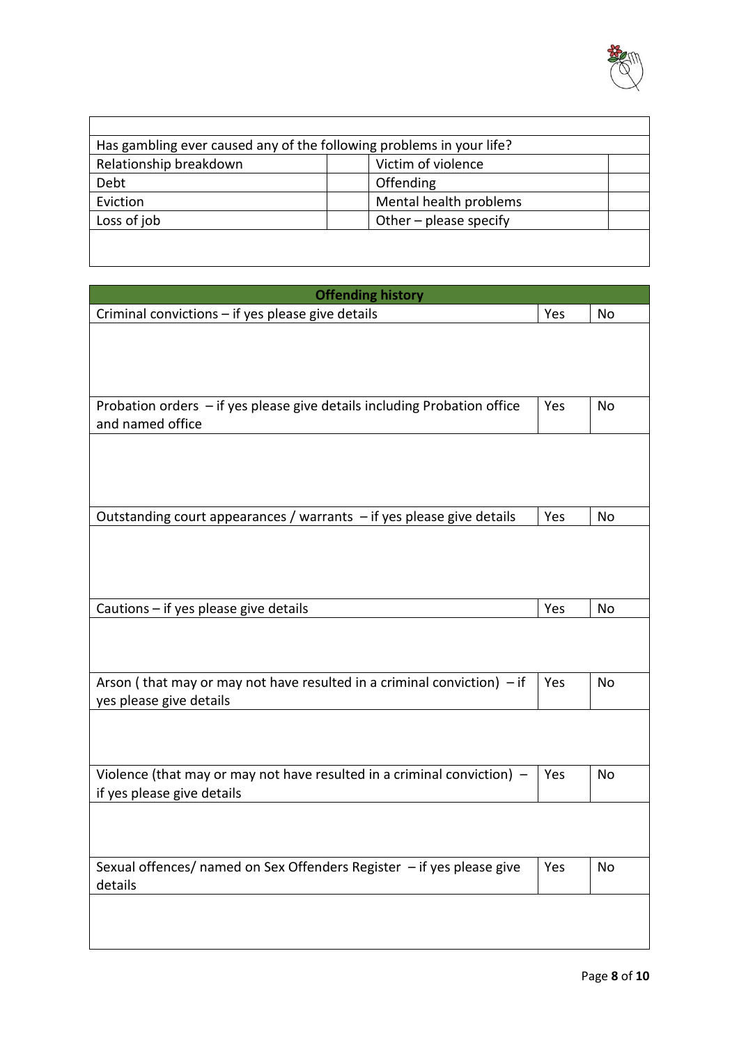| Has gambling ever caused any of the following problems in your life? | | | |
|---|---|---|---|
| Relationship breakdown | | Victim of violence | |
| Debt | | Offending | |
| Eviction | | Mental health problems | |
| Loss of job | | Other – please specify | |
| | | | |

| Offending history | | |
|---|---|---|
| Criminal convictions – if yes please give details | Yes | No |
| | | |
| Probation orders – if yes please give details including Probation office and named office | Yes | No |
| | | |
| Outstanding court appearances / warrants – if yes please give details | Yes | No |
| | | |
| Cautions – if yes please give details | Yes | No |
| | | |
| Arson ( that may or may not have resulted in a criminal conviction) – if yes please give details | Yes | No |
| | | |
| Violence (that may or may not have resulted in a criminal conviction) – if yes please give details | Yes | No |
| | | |
| Sexual offences/ named on Sex Offenders Register – if yes please give details | Yes | No |
| | | |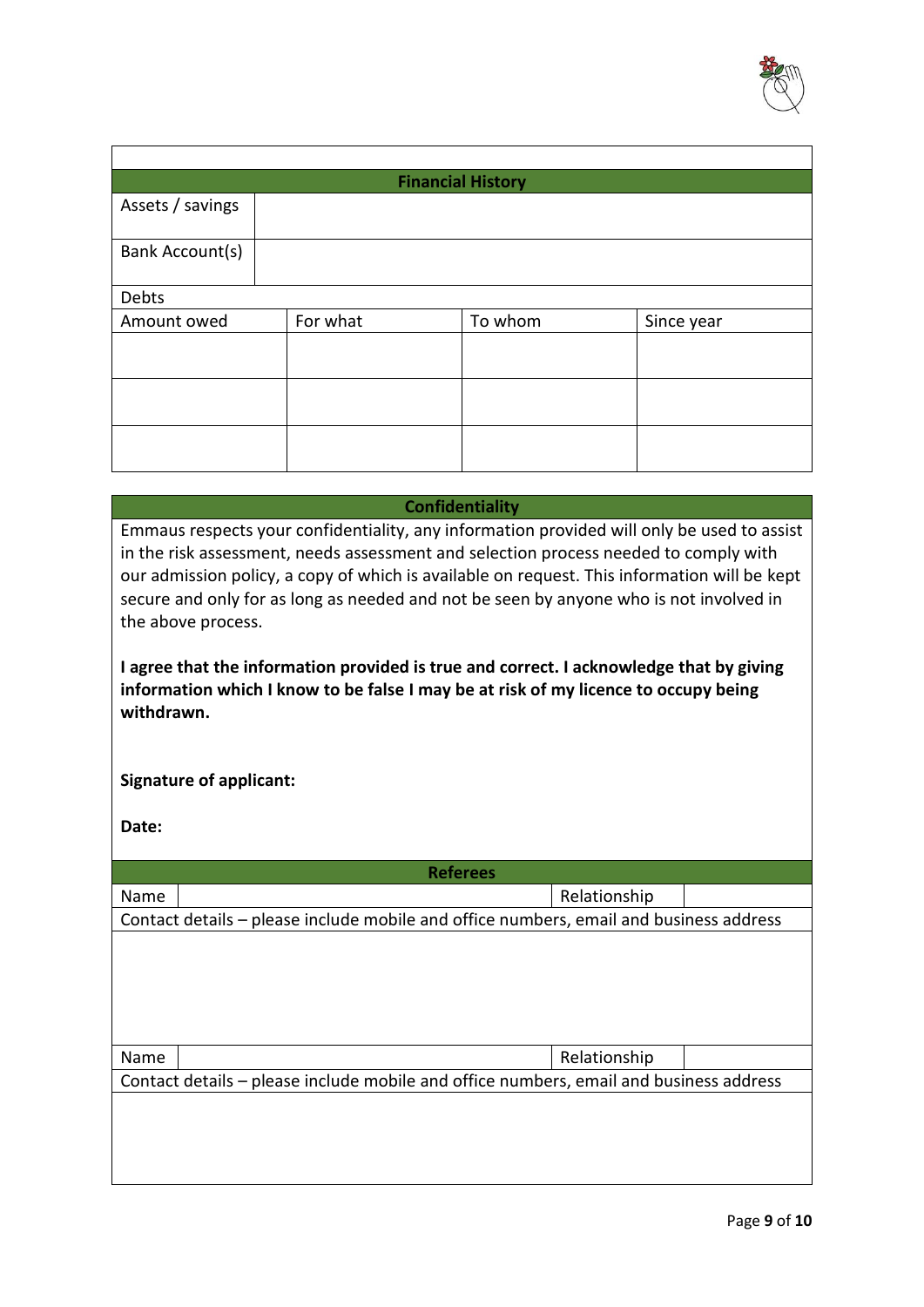| Financial History | | | |
|---|---|---|---|
| Assets / savings | | | |
| Bank Account(s) | | | |
| Debts | | | |
| Amount owed | For what | To whom | Since year |
| | | | |
| | | | |
| | | | |

## Confidentiality

Emmaus respects your confidentiality, any information provided will only be used to assist in the risk assessment, needs assessment and selection process needed to comply with our admission policy, a copy of which is available on request. This information will be kept secure and only for as long as needed and not be seen by anyone who is not involved in the above process.

**I agree that the information provided is true and correct. I acknowledge that by giving information which I know to be false I may be at risk of my licence to occupy being withdrawn.**

**Signature of applicant:**

**Date:**

## Referees

| Name | | Relationship | |
|---|---|---|---|
| Contact details – please include mobile and office numbers, email and business address | | | |
| | | | |
| Name | | Relationship | |
| Contact details – please include mobile and office numbers, email and business address | | | |
| | | | |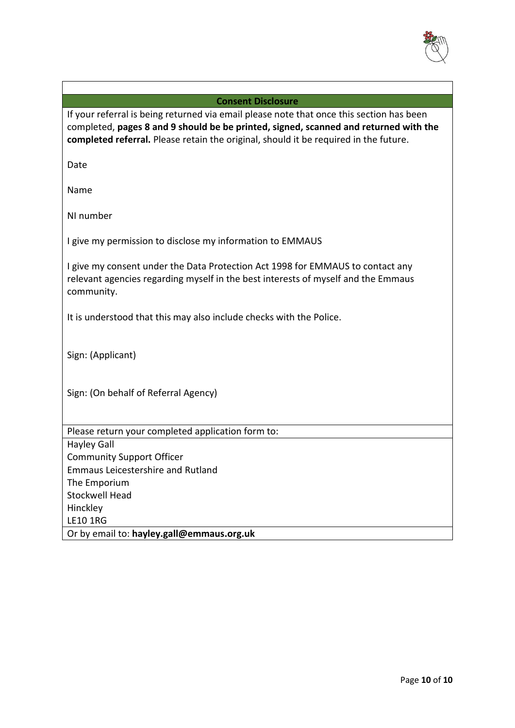## Consent Disclosure

If your referral is being returned via email please note that once this section has been completed, **pages 8 and 9 should be be printed, signed, scanned and returned with the completed referral.** Please retain the original, should it be required in the future.

Date

Name

NI number

I give my permission to disclose my information to EMMAUS

I give my consent under the Data Protection Act 1998 for EMMAUS to contact any relevant agencies regarding myself in the best interests of myself and the Emmaus community.

It is understood that this may also include checks with the Police.

Sign: (Applicant)

Sign: (On behalf of Referral Agency)

Please return your completed application form to:

Hayley Gall
Community Support Officer
Emmaus Leicestershire and Rutland
The Emporium
Stockwell Head
Hinckley
LE10 1RG

Or by email to: **hayley.gall@emmaus.org.uk**